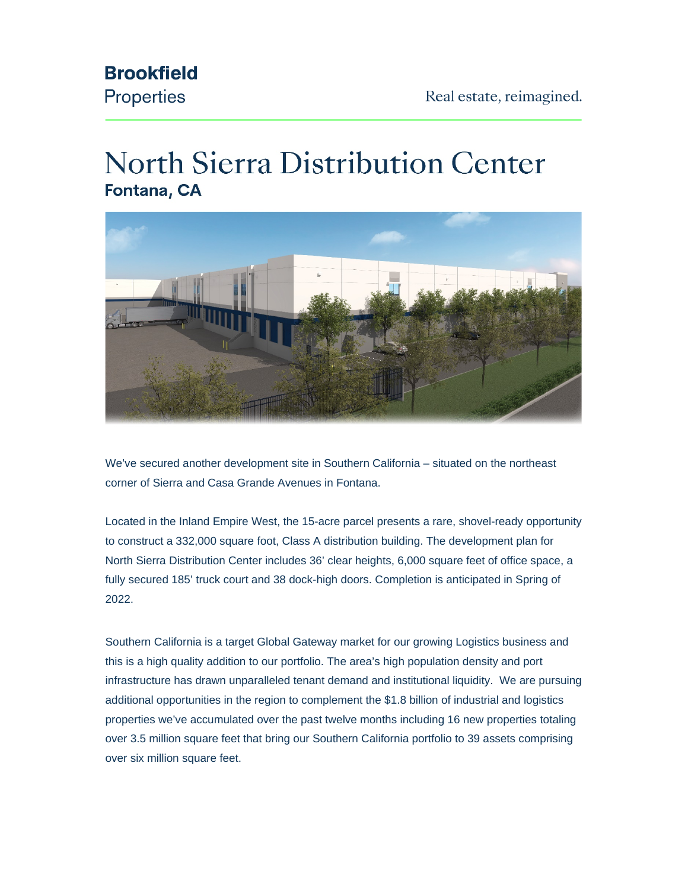**Brookfield**
Properties

Real estate, reimagined.

# North Sierra Distribution Center

## Fontana, CA

We've secured another development site in Southern California – situated on the northeast corner of Sierra and Casa Grande Avenues in Fontana.

Located in the Inland Empire West, the 15-acre parcel presents a rare, shovel-ready opportunity to construct a 332,000 square foot, Class A distribution building. The development plan for North Sierra Distribution Center includes 36' clear heights, 6,000 square feet of office space, a fully secured 185' truck court and 38 dock-high doors. Completion is anticipated in Spring of 2022.

Southern California is a target Global Gateway market for our growing Logistics business and this is a high quality addition to our portfolio. The area's high population density and port infrastructure has drawn unparalleled tenant demand and institutional liquidity. We are pursuing additional opportunities in the region to complement the $1.8 billion of industrial and logistics properties we've accumulated over the past twelve months including 16 new properties totaling over 3.5 million square feet that bring our Southern California portfolio to 39 assets comprising over six million square feet.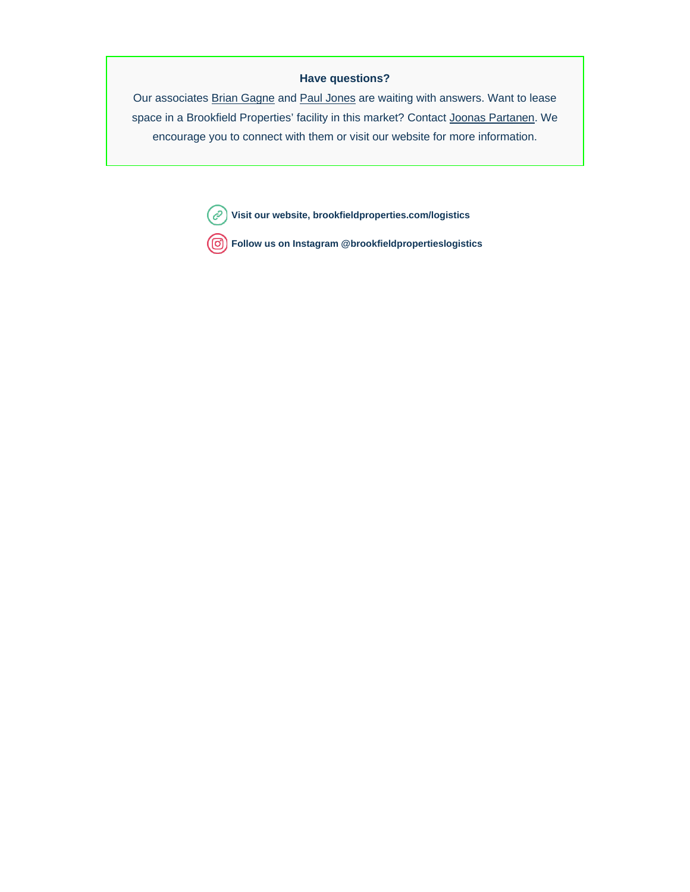**Have questions?**

Our associates Brian Gagne and Paul Jones are waiting with answers. Want to lease space in a Brookfield Properties’ facility in this market? Contact Joonas Partanen. We encourage you to connect with them or visit our website for more information.

**Visit our website, brookfieldproperties.com/logistics**

**Follow us on Instagram @brookfieldpropertieslogistics**